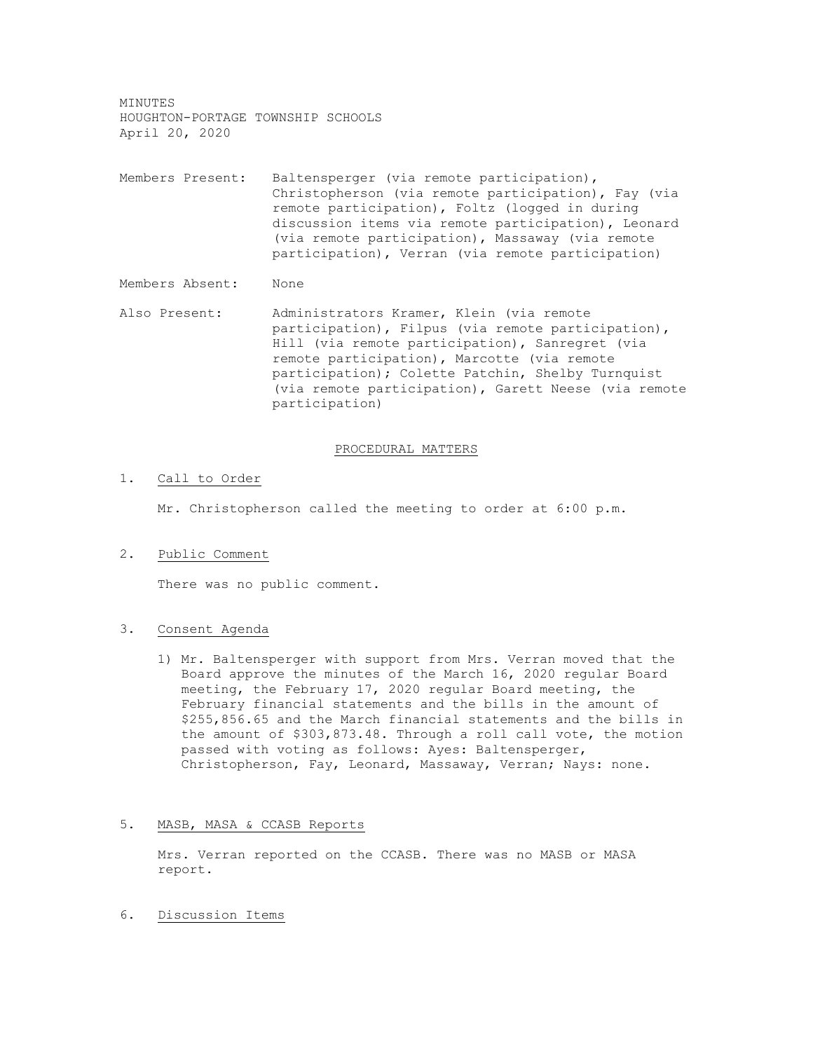MINUTES
HOUGHTON-PORTAGE TOWNSHIP SCHOOLS
April 20, 2020

Members Present: Baltensperger (via remote participation), Christopherson (via remote participation), Fay (via remote participation), Foltz (logged in during discussion items via remote participation), Leonard (via remote participation), Massaway (via remote participation), Verran (via remote participation)

Members Absent: None

Also Present: Administrators Kramer, Klein (via remote participation), Filpus (via remote participation), Hill (via remote participation), Sanregret (via remote participation), Marcotte (via remote participation); Colette Patchin, Shelby Turnquist (via remote participation), Garett Neese (via remote participation)

## PROCEDURAL MATTERS

1. Call to Order

   Mr. Christopherson called the meeting to order at 6:00 p.m.

2. Public Comment

   There was no public comment.

3. Consent Agenda

   1) Mr. Baltensperger with support from Mrs. Verran moved that the Board approve the minutes of the March 16, 2020 regular Board meeting, the February 17, 2020 regular Board meeting, the February financial statements and the bills in the amount of $255,856.65 and the March financial statements and the bills in the amount of $303,873.48. Through a roll call vote, the motion passed with voting as follows: Ayes: Baltensperger, Christopherson, Fay, Leonard, Massaway, Verran; Nays: none.

5. MASB, MASA & CCASB Reports

   Mrs. Verran reported on the CCASB. There was no MASB or MASA report.

6. Discussion Items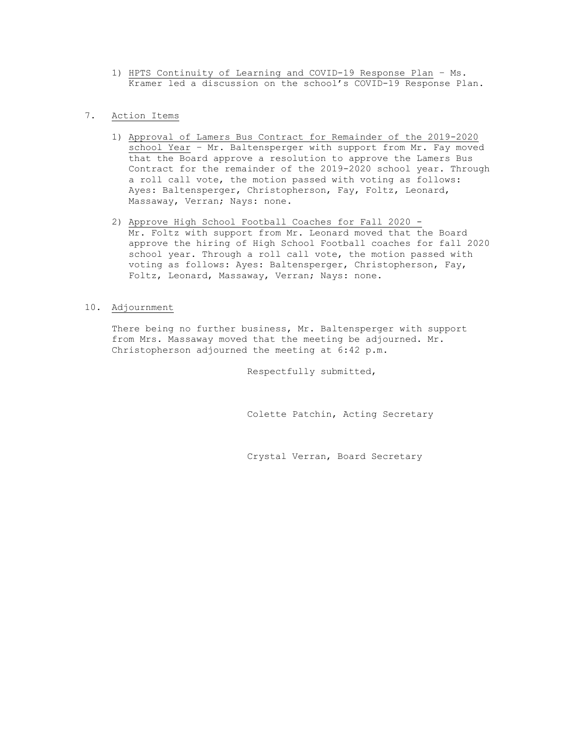1) <u>HPTS Continuity of Learning and COVID-19 Response Plan</u> – Ms. Kramer led a discussion on the school's COVID-19 Response Plan.

7. <u>Action Items</u>

   1) <u>Approval of Lamers Bus Contract for Remainder of the 2019-2020 school Year</u> – Mr. Baltensperger with support from Mr. Fay moved that the Board approve a resolution to approve the Lamers Bus Contract for the remainder of the 2019-2020 school year. Through a roll call vote, the motion passed with voting as follows: Ayes: Baltensperger, Christopherson, Fay, Foltz, Leonard, Massaway, Verran; Nays: none.

   2) <u>Approve High School Football Coaches for Fall 2020 -</u> Mr. Foltz with support from Mr. Leonard moved that the Board approve the hiring of High School Football coaches for fall 2020 school year. Through a roll call vote, the motion passed with voting as follows: Ayes: Baltensperger, Christopherson, Fay, Foltz, Leonard, Massaway, Verran; Nays: none.

10. <u>Adjournment</u>

    There being no further business, Mr. Baltensperger with support from Mrs. Massaway moved that the meeting be adjourned. Mr. Christopherson adjourned the meeting at 6:42 p.m.

Respectfully submitted,

Colette Patchin, Acting Secretary

Crystal Verran, Board Secretary